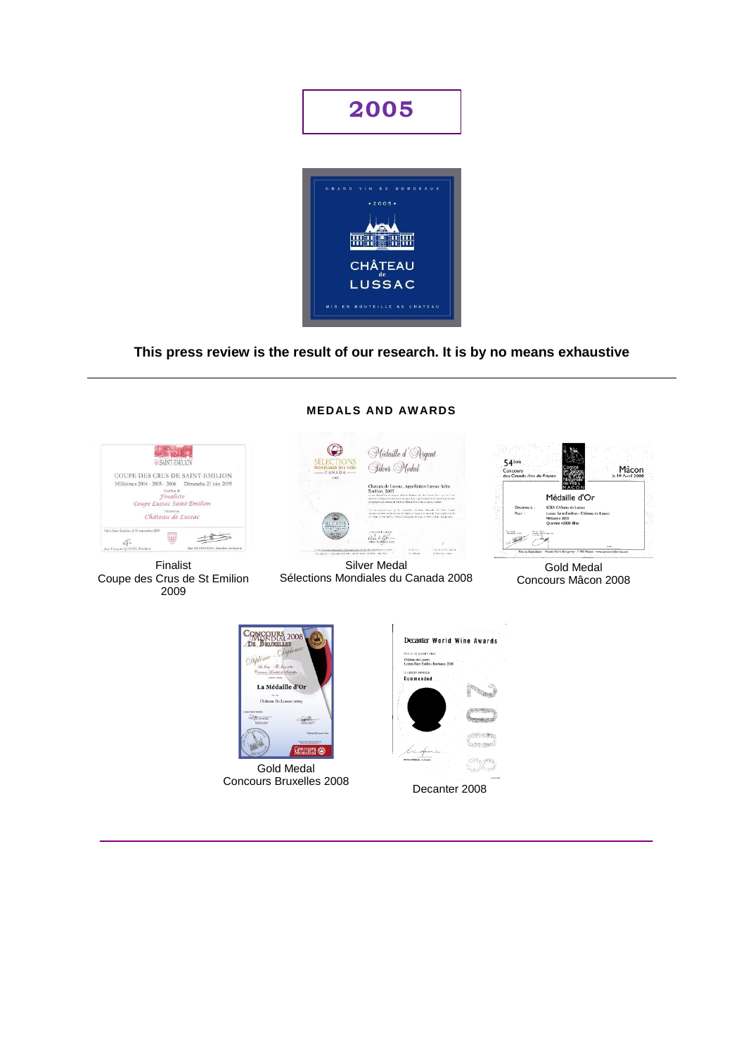# 2005

**This press review is the result of our research. It is by no means exhaustive**

---

## MEDALS AND AWARDS

Finalist
Coupe des Crus de St Emilion
2009

Silver Medal
Sélections Mondiales du Canada 2008

Gold Medal
Concours Mâcon 2008

Gold Medal
Concours Bruxelles 2008

Decanter 2008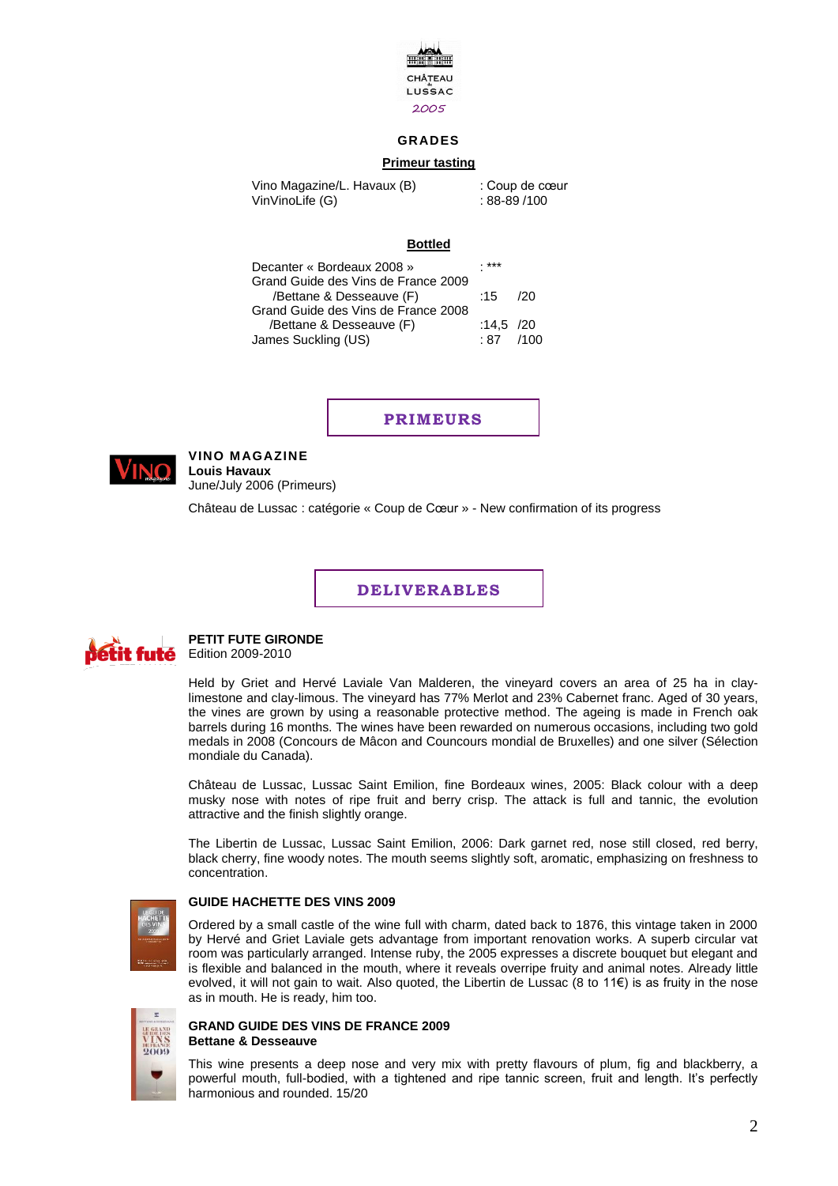CHÂTEAU de LUSSAC

2005

## GRADES

**Primeur tasting**

| | |
|---|---|
| Vino Magazine/L. Havaux (B) | : Coup de cœur |
| VinVinoLife (G) | : 88-89 /100 |

**Bottled**

| | | |
|---|---|---|
| Decanter « Bordeaux 2008 » | : *** | |
| Grand Guide des Vins de France 2009 /Bettane & Desseauve (F) | :15 | /20 |
| Grand Guide des Vins de France 2008 /Bettane & Desseauve (F) | :14,5 | /20 |
| James Suckling (US) | : 87 | /100 |

## PRIMEURS

### VINO MAGAZINE

**Louis Havaux**

June/July 2006 (Primeurs)

Château de Lussac : catégorie « Coup de Cœur » - New confirmation of its progress

## DELIVERABLES

### PETIT FUTE GIRONDE

Edition 2009-2010

Held by Griet and Hervé Laviale Van Malderen, the vineyard covers an area of 25 ha in clay-limestone and clay-limous. The vineyard has 77% Merlot and 23% Cabernet franc. Aged of 30 years, the vines are grown by using a reasonable protective method. The ageing is made in French oak barrels during 16 months. The wines have been rewarded on numerous occasions, including two gold medals in 2008 (Concours de Mâcon and Councours mondial de Bruxelles) and one silver (Sélection mondiale du Canada).

Château de Lussac, Lussac Saint Emilion, fine Bordeaux wines, 2005: Black colour with a deep musky nose with notes of ripe fruit and berry crisp. The attack is full and tannic, the evolution attractive and the finish slightly orange.

The Libertin de Lussac, Lussac Saint Emilion, 2006: Dark garnet red, nose still closed, red berry, black cherry, fine woody notes. The mouth seems slightly soft, aromatic, emphasizing on freshness to concentration.

### GUIDE HACHETTE DES VINS 2009

Ordered by a small castle of the wine full with charm, dated back to 1876, this vintage taken in 2000 by Hervé and Griet Laviale gets advantage from important renovation works. A superb circular vat room was particularly arranged. Intense ruby, the 2005 expresses a discrete bouquet but elegant and is flexible and balanced in the mouth, where it reveals overripe fruity and animal notes. Already little evolved, it will not gain to wait. Also quoted, the Libertin de Lussac (8 to 11€) is as fruity in the nose as in mouth. He is ready, him too.

### GRAND GUIDE DES VINS DE FRANCE 2009

**Bettane & Desseauve**

This wine presents a deep nose and very mix with pretty flavours of plum, fig and blackberry, a powerful mouth, full-bodied, with a tightened and ripe tannic screen, fruit and length. It's perfectly harmonious and rounded. 15/20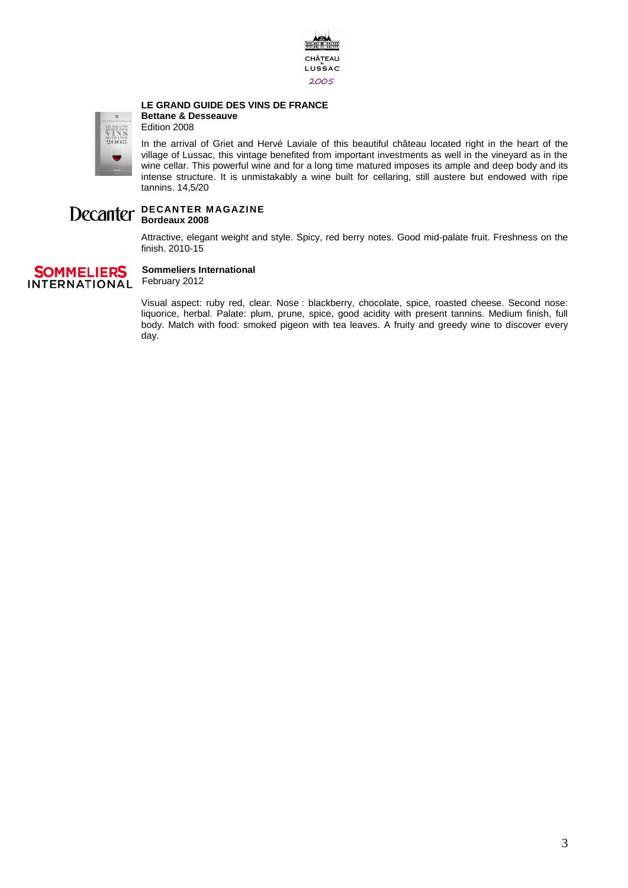CHÂTEAU de LUSSAC

2005

**LE GRAND GUIDE DES VINS DE FRANCE**
**Bettane & Desseauve**
Edition 2008

In the arrival of Griet and Hervé Laviale of this beautiful château located right in the heart of the village of Lussac, this vintage benefited from important investments as well in the vineyard as in the wine cellar. This powerful wine and for a long time matured imposes its ample and deep body and its intense structure. It is unmistakably a wine built for cellaring, still austere but endowed with ripe tannins. 14,5/20

**DECANTER MAGAZINE**
**Bordeaux 2008**

Attractive, elegant weight and style. Spicy, red berry notes. Good mid-palate fruit. Freshness on the finish. 2010-15

**Sommeliers International**
February 2012

Visual aspect: ruby red, clear. Nose : blackberry, chocolate, spice, roasted cheese. Second nose: liquorice, herbal. Palate: plum, prune, spice, good acidity with present tannins. Medium finish, full body. Match with food: smoked pigeon with tea leaves. A fruity and greedy wine to discover every day.